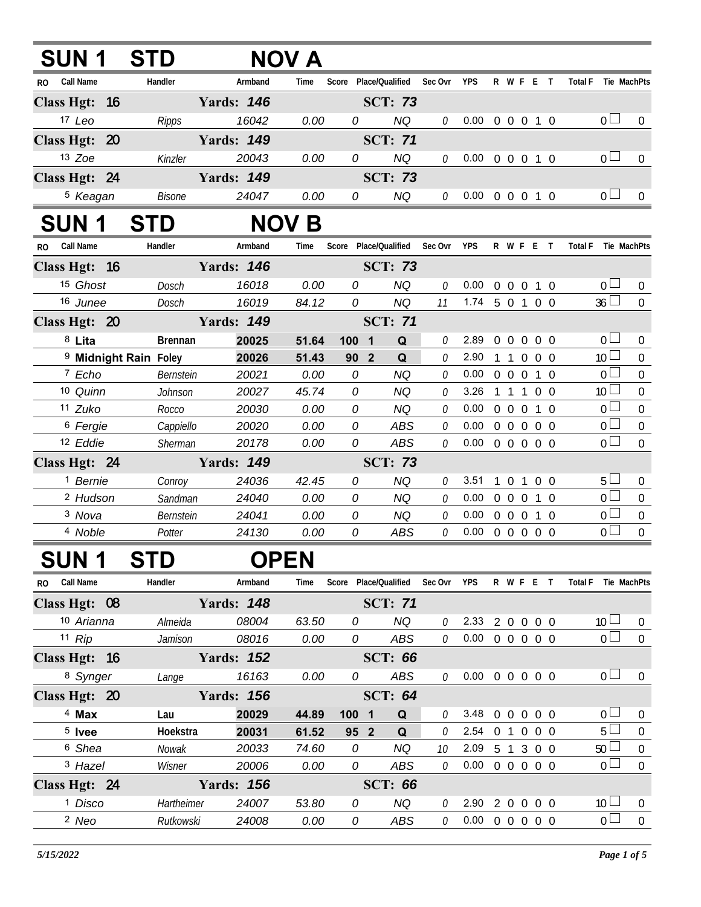## SUN 1 STD NOV A

| RO | Call Name | Handler | Armband | Time | Score | Place/Qualified | Sec Ovr | YPS | R | W | F | E | T | Total F | Tie | MachPts |
|---|---|---|---|---|---|---|---|---|---|---|---|---|---|---|---|---|
| **Class Hgt: 16** | | **Yards: 146** | | | | **SCT: 73** | | | | | | | | | | |
| 17 | Leo | Ripps | 16042 | 0.00 | 0 | NQ | 0 | 0.00 | 0 | 0 | 0 | 1 | 0 | 0 | | 0 |
| **Class Hgt: 20** | | **Yards: 149** | | | | **SCT: 71** | | | | | | | | | | |
| 13 | Zoe | Kinzler | 20043 | 0.00 | 0 | NQ | 0 | 0.00 | 0 | 0 | 0 | 1 | 0 | 0 | | 0 |
| **Class Hgt: 24** | | **Yards: 149** | | | | **SCT: 73** | | | | | | | | | | |
| 5 | Keagan | Bisone | 24047 | 0.00 | 0 | NQ | 0 | 0.00 | 0 | 0 | 0 | 1 | 0 | 0 | | 0 |

## SUN 1 STD NOV B

| RO | Call Name | Handler | Armband | Time | Score | Place/Qualified | Sec Ovr | YPS | R | W | F | E | T | Total F | Tie | MachPts |
|---|---|---|---|---|---|---|---|---|---|---|---|---|---|---|---|---|
| **Class Hgt: 16** | | **Yards: 146** | | | | **SCT: 73** | | | | | | | | | | |
| 15 | Ghost | Dosch | 16018 | 0.00 | 0 | NQ | 0 | 0.00 | 0 | 0 | 0 | 1 | 0 | 0 | | 0 |
| 16 | Junee | Dosch | 16019 | 84.12 | 0 | NQ | 11 | 1.74 | 5 | 0 | 1 | 0 | 0 | 36 | | 0 |
| **Class Hgt: 20** | | **Yards: 149** | | | | **SCT: 71** | | | | | | | | | | |
| 8 | **Lita** | **Brennan** | **20025** | **51.64** | **100** | **1 Q** | 0 | 2.89 | 0 | 0 | 0 | 0 | 0 | 0 | | 0 |
| 9 | **Midnight Rain** | **Foley** | **20026** | **51.43** | **90** | **2 Q** | 0 | 2.90 | 1 | 1 | 0 | 0 | 0 | 10 | | 0 |
| 7 | Echo | Bernstein | 20021 | 0.00 | 0 | NQ | 0 | 0.00 | 0 | 0 | 0 | 1 | 0 | 0 | | 0 |
| 10 | Quinn | Johnson | 20027 | 45.74 | 0 | NQ | 0 | 3.26 | 1 | 1 | 1 | 0 | 0 | 10 | | 0 |
| 11 | Zuko | Rocco | 20030 | 0.00 | 0 | NQ | 0 | 0.00 | 0 | 0 | 0 | 1 | 0 | 0 | | 0 |
| 6 | Fergie | Cappiello | 20020 | 0.00 | 0 | ABS | 0 | 0.00 | 0 | 0 | 0 | 0 | 0 | 0 | | 0 |
| 12 | Eddie | Sherman | 20178 | 0.00 | 0 | ABS | 0 | 0.00 | 0 | 0 | 0 | 0 | 0 | 0 | | 0 |
| **Class Hgt: 24** | | **Yards: 149** | | | | **SCT: 73** | | | | | | | | | | |
| 1 | Bernie | Conroy | 24036 | 42.45 | 0 | NQ | 0 | 3.51 | 1 | 0 | 1 | 0 | 0 | 5 | | 0 |
| 2 | Hudson | Sandman | 24040 | 0.00 | 0 | NQ | 0 | 0.00 | 0 | 0 | 0 | 1 | 0 | 0 | | 0 |
| 3 | Nova | Bernstein | 24041 | 0.00 | 0 | NQ | 0 | 0.00 | 0 | 0 | 0 | 1 | 0 | 0 | | 0 |
| 4 | Noble | Potter | 24130 | 0.00 | 0 | ABS | 0 | 0.00 | 0 | 0 | 0 | 0 | 0 | 0 | | 0 |

## SUN 1 STD OPEN

| RO | Call Name | Handler | Armband | Time | Score | Place/Qualified | Sec Ovr | YPS | R | W | F | E | T | Total F | Tie | MachPts |
|---|---|---|---|---|---|---|---|---|---|---|---|---|---|---|---|---|
| **Class Hgt: 08** | | **Yards: 148** | | | | **SCT: 71** | | | | | | | | | | |
| 10 | Arianna | Almeida | 08004 | 63.50 | 0 | NQ | 0 | 2.33 | 2 | 0 | 0 | 0 | 0 | 10 | | 0 |
| 11 | Rip | Jamison | 08016 | 0.00 | 0 | ABS | 0 | 0.00 | 0 | 0 | 0 | 0 | 0 | 0 | | 0 |
| **Class Hgt: 16** | | **Yards: 152** | | | | **SCT: 66** | | | | | | | | | | |
| 8 | Synger | Lange | 16163 | 0.00 | 0 | ABS | 0 | 0.00 | 0 | 0 | 0 | 0 | 0 | 0 | | 0 |
| **Class Hgt: 20** | | **Yards: 156** | | | | **SCT: 64** | | | | | | | | | | |
| 4 | **Max** | **Lau** | **20029** | **44.89** | **100** | **1 Q** | 0 | 3.48 | 0 | 0 | 0 | 0 | 0 | 0 | | 0 |
| 5 | **Ivee** | **Hoekstra** | **20031** | **61.52** | **95** | **2 Q** | 0 | 2.54 | 0 | 1 | 0 | 0 | 0 | 5 | | 0 |
| 6 | Shea | Nowak | 20033 | 74.60 | 0 | NQ | 10 | 2.09 | 5 | 1 | 3 | 0 | 0 | 50 | | 0 |
| 3 | Hazel | Wisner | 20006 | 0.00 | 0 | ABS | 0 | 0.00 | 0 | 0 | 0 | 0 | 0 | 0 | | 0 |
| **Class Hgt: 24** | | **Yards: 156** | | | | **SCT: 66** | | | | | | | | | | |
| 1 | Disco | Hartheimer | 24007 | 53.80 | 0 | NQ | 0 | 2.90 | 2 | 0 | 0 | 0 | 0 | 10 | | 0 |
| 2 | Neo | Rutkowski | 24008 | 0.00 | 0 | ABS | 0 | 0.00 | 0 | 0 | 0 | 0 | 0 | 0 | | 0 |

5/15/2022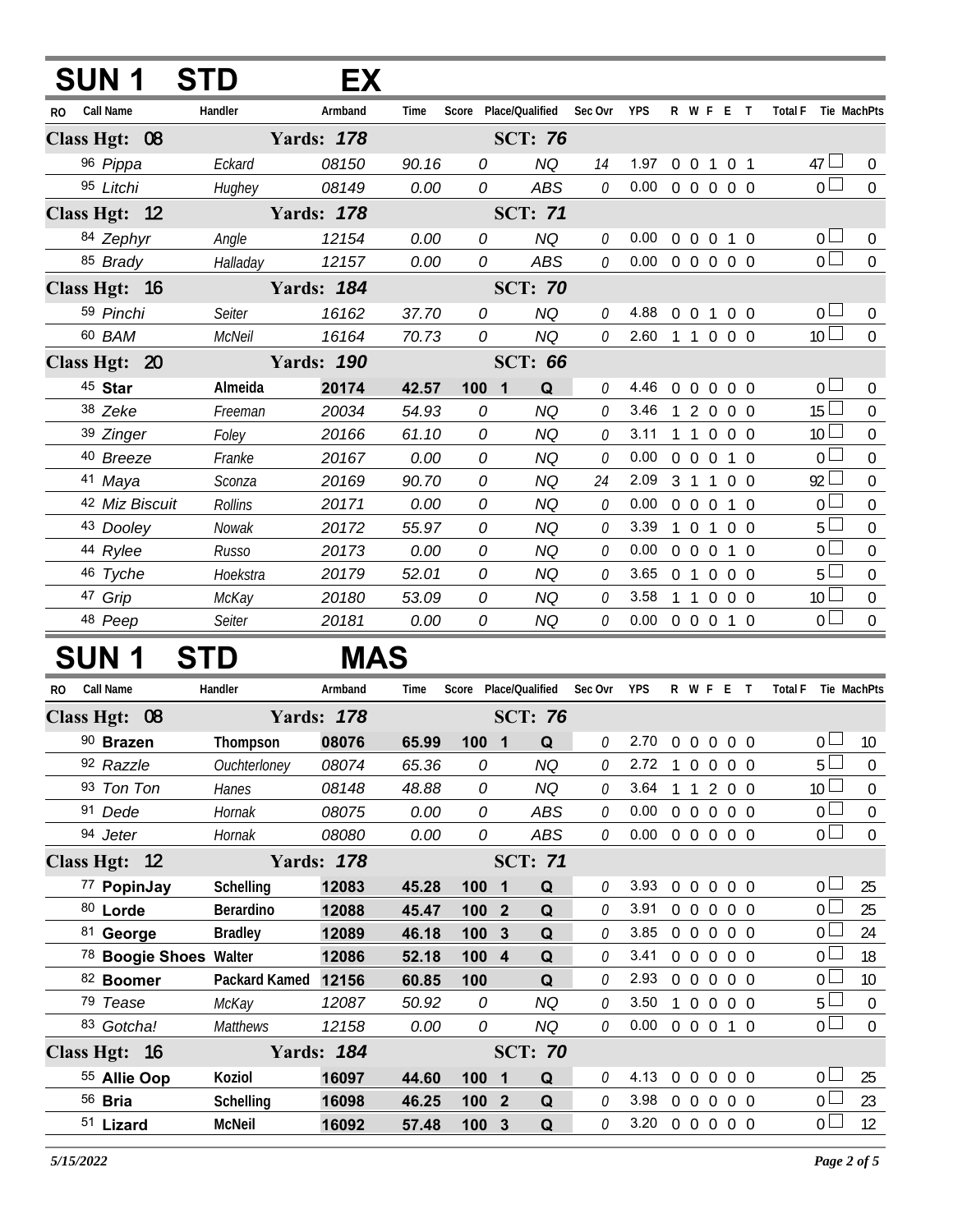## SUN 1 STD EX

| RO | Call Name | Handler | Armband | Time | Score | Place/Qualified | | Sec Ovr | YPS | R | W | F | E | T | Total F | Tie | MachPts |
|---|---|---|---|---|---|---|---|---|---|---|---|---|---|---|---|---|---|
| **Class Hgt: 08** | | | **Yards: 178** | | | **SCT: 76** | | | | | | | | | | | |
| 96 | *Pippa* | *Eckard* | *08150* | *90.16* | *0* | | *NQ* | *14* | 1.97 | 0 | 0 | 1 | 0 | 1 | 47 | ☐ | 0 |
| 95 | *Litchi* | *Hughey* | *08149* | *0.00* | *0* | | *ABS* | *0* | 0.00 | 0 | 0 | 0 | 0 | 0 | 0 | ☐ | 0 |
| **Class Hgt: 12** | | | **Yards: 178** | | | **SCT: 71** | | | | | | | | | | | |
| 84 | *Zephyr* | *Angle* | *12154* | *0.00* | *0* | | *NQ* | *0* | 0.00 | 0 | 0 | 0 | 1 | 0 | 0 | ☐ | 0 |
| 85 | *Brady* | *Halladay* | *12157* | *0.00* | *0* | | *ABS* | *0* | 0.00 | 0 | 0 | 0 | 0 | 0 | 0 | ☐ | 0 |
| **Class Hgt: 16** | | | **Yards: 184** | | | **SCT: 70** | | | | | | | | | | | |
| 59 | *Pinchi* | *Seiter* | *16162* | *37.70* | *0* | | *NQ* | *0* | 4.88 | 0 | 0 | 1 | 0 | 0 | 0 | ☐ | 0 |
| 60 | *BAM* | *McNeil* | *16164* | *70.73* | *0* | | *NQ* | *0* | 2.60 | 1 | 1 | 0 | 0 | 0 | 10 | ☐ | 0 |
| **Class Hgt: 20** | | | **Yards: 190** | | | **SCT: 66** | | | | | | | | | | | |
| 45 | **Star** | **Almeida** | **20174** | **42.57** | **100** | **1** | **Q** | *0* | 4.46 | 0 | 0 | 0 | 0 | 0 | 0 | ☐ | 0 |
| 38 | *Zeke* | *Freeman* | *20034* | *54.93* | *0* | | *NQ* | *0* | 3.46 | 1 | 2 | 0 | 0 | 0 | 15 | ☐ | 0 |
| 39 | *Zinger* | *Foley* | *20166* | *61.10* | *0* | | *NQ* | *0* | 3.11 | 1 | 1 | 0 | 0 | 0 | 10 | ☐ | 0 |
| 40 | *Breeze* | *Franke* | *20167* | *0.00* | *0* | | *NQ* | *0* | 0.00 | 0 | 0 | 0 | 1 | 0 | 0 | ☐ | 0 |
| 41 | *Maya* | *Sconza* | *20169* | *90.70* | *0* | | *NQ* | *24* | 2.09 | 3 | 1 | 1 | 0 | 0 | 92 | ☐ | 0 |
| 42 | *Miz Biscuit* | *Rollins* | *20171* | *0.00* | *0* | | *NQ* | *0* | 0.00 | 0 | 0 | 0 | 1 | 0 | 0 | ☐ | 0 |
| 43 | *Dooley* | *Nowak* | *20172* | *55.97* | *0* | | *NQ* | *0* | 3.39 | 1 | 0 | 1 | 0 | 0 | 5 | ☐ | 0 |
| 44 | *Rylee* | *Russo* | *20173* | *0.00* | *0* | | *NQ* | *0* | 0.00 | 0 | 0 | 0 | 1 | 0 | 0 | ☐ | 0 |
| 46 | *Tyche* | *Hoekstra* | *20179* | *52.01* | *0* | | *NQ* | *0* | 3.65 | 0 | 1 | 0 | 0 | 0 | 5 | ☐ | 0 |
| 47 | *Grip* | *McKay* | *20180* | *53.09* | *0* | | *NQ* | *0* | 3.58 | 1 | 1 | 0 | 0 | 0 | 10 | ☐ | 0 |
| 48 | *Peep* | *Seiter* | *20181* | *0.00* | *0* | | *NQ* | *0* | 0.00 | 0 | 0 | 0 | 1 | 0 | 0 | ☐ | 0 |

## SUN 1 STD MAS

| RO | Call Name | Handler | Armband | Time | Score | Place/Qualified | | Sec Ovr | YPS | R | W | F | E | T | Total F | Tie | MachPts |
|---|---|---|---|---|---|---|---|---|---|---|---|---|---|---|---|---|---|
| **Class Hgt: 08** | | | **Yards: 178** | | | **SCT: 76** | | | | | | | | | | | |
| 90 | **Brazen** | **Thompson** | **08076** | **65.99** | **100** | **1** | **Q** | *0* | 2.70 | 0 | 0 | 0 | 0 | 0 | 0 | ☐ | 10 |
| 92 | *Razzle* | *Ouchterloney* | *08074* | *65.36* | *0* | | *NQ* | *0* | 2.72 | 1 | 0 | 0 | 0 | 0 | 5 | ☐ | 0 |
| 93 | *Ton Ton* | *Hanes* | *08148* | *48.88* | *0* | | *NQ* | *0* | 3.64 | 1 | 1 | 2 | 0 | 0 | 10 | ☐ | 0 |
| 91 | *Dede* | *Hornak* | *08075* | *0.00* | *0* | | *ABS* | *0* | 0.00 | 0 | 0 | 0 | 0 | 0 | 0 | ☐ | 0 |
| 94 | *Jeter* | *Hornak* | *08080* | *0.00* | *0* | | *ABS* | *0* | 0.00 | 0 | 0 | 0 | 0 | 0 | 0 | ☐ | 0 |
| **Class Hgt: 12** | | | **Yards: 178** | | | **SCT: 71** | | | | | | | | | | | |
| 77 | **PopinJay** | **Schelling** | **12083** | **45.28** | **100** | **1** | **Q** | *0* | 3.93 | 0 | 0 | 0 | 0 | 0 | 0 | ☐ | 25 |
| 80 | **Lorde** | **Berardino** | **12088** | **45.47** | **100** | **2** | **Q** | *0* | 3.91 | 0 | 0 | 0 | 0 | 0 | 0 | ☐ | 25 |
| 81 | **George** | **Bradley** | **12089** | **46.18** | **100** | **3** | **Q** | *0* | 3.85 | 0 | 0 | 0 | 0 | 0 | 0 | ☐ | 24 |
| 78 | **Boogie Shoes** | **Walter** | **12086** | **52.18** | **100** | **4** | **Q** | *0* | 3.41 | 0 | 0 | 0 | 0 | 0 | 0 | ☐ | 18 |
| 82 | **Boomer** | **Packard Kamed** | **12156** | **60.85** | **100** | | **Q** | *0* | 2.93 | 0 | 0 | 0 | 0 | 0 | 0 | ☐ | 10 |
| 79 | *Tease* | *McKay* | *12087* | *50.92* | *0* | | *NQ* | *0* | 3.50 | 1 | 0 | 0 | 0 | 0 | 5 | ☐ | 0 |
| 83 | *Gotcha!* | *Matthews* | *12158* | *0.00* | *0* | | *NQ* | *0* | 0.00 | 0 | 0 | 0 | 1 | 0 | 0 | ☐ | 0 |
| **Class Hgt: 16** | | | **Yards: 184** | | | **SCT: 70** | | | | | | | | | | | |
| 55 | **Allie Oop** | **Koziol** | **16097** | **44.60** | **100** | **1** | **Q** | *0* | 4.13 | 0 | 0 | 0 | 0 | 0 | 0 | ☐ | 25 |
| 56 | **Bria** | **Schelling** | **16098** | **46.25** | **100** | **2** | **Q** | *0* | 3.98 | 0 | 0 | 0 | 0 | 0 | 0 | ☐ | 23 |
| 51 | **Lizard** | **McNeil** | **16092** | **57.48** | **100** | **3** | **Q** | *0* | 3.20 | 0 | 0 | 0 | 0 | 0 | 0 | ☐ | 12 |

*5/15/2022*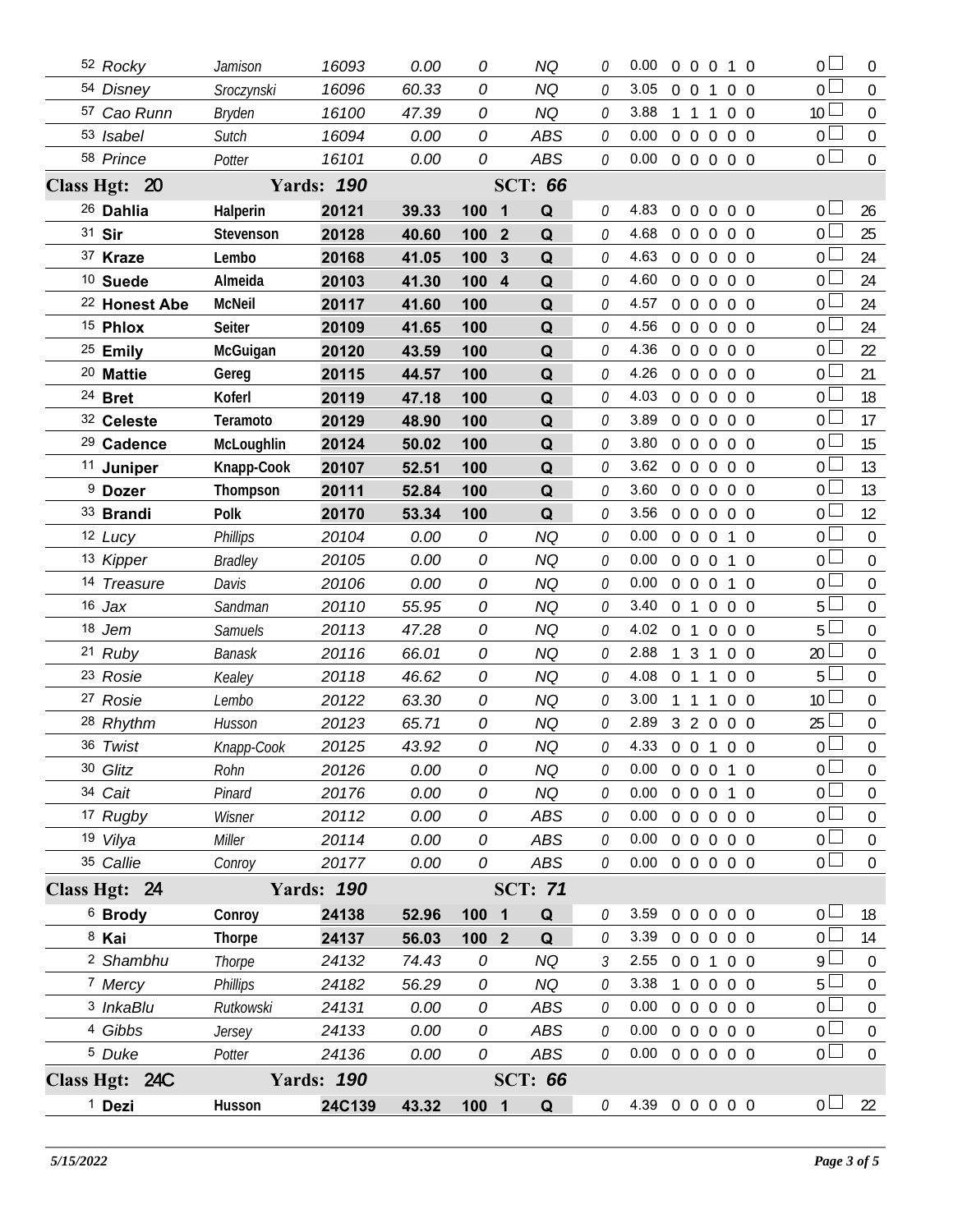| | | | | | | | | | | | | | | | | |
|---|---|---|---|---|---|---|---|---|---|---|---|---|---|---|---|---|
| 52 Rocky | Jamison | 16093 | 0.00 | 0 | | NQ | 0 | 0.00 | 0 | 0 | 0 | 1 | 0 | | 0 | 0 |
| 54 Disney | Sroczynski | 16096 | 60.33 | 0 | | NQ | 0 | 3.05 | 0 | 0 | 1 | 0 | 0 | | 0 | 0 |
| 57 Cao Runn | Bryden | 16100 | 47.39 | 0 | | NQ | 0 | 3.88 | 1 | 1 | 1 | 0 | 0 | | 10 | 0 |
| 53 Isabel | Sutch | 16094 | 0.00 | 0 | | ABS | 0 | 0.00 | 0 | 0 | 0 | 0 | 0 | | 0 | 0 |
| 58 Prince | Potter | 16101 | 0.00 | 0 | | ABS | 0 | 0.00 | 0 | 0 | 0 | 0 | 0 | | 0 | 0 |
| **Class Hgt: 20** | | **Yards: 190** | | | | **SCT: 66** | | | | | | | | | | |
| 26 **Dahlia** | **Halperin** | **20121** | **39.33** | **100** | **1** | **Q** | 0 | 4.83 | 0 | 0 | 0 | 0 | 0 | | 0 | 26 |
| 31 **Sir** | **Stevenson** | **20128** | **40.60** | **100** | **2** | **Q** | 0 | 4.68 | 0 | 0 | 0 | 0 | 0 | | 0 | 25 |
| 37 **Kraze** | **Lembo** | **20168** | **41.05** | **100** | **3** | **Q** | 0 | 4.63 | 0 | 0 | 0 | 0 | 0 | | 0 | 24 |
| 10 **Suede** | **Almeida** | **20103** | **41.30** | **100** | **4** | **Q** | 0 | 4.60 | 0 | 0 | 0 | 0 | 0 | | 0 | 24 |
| 22 **Honest Abe** | **McNeil** | **20117** | **41.60** | **100** | | **Q** | 0 | 4.57 | 0 | 0 | 0 | 0 | 0 | | 0 | 24 |
| 15 **Phlox** | **Seiter** | **20109** | **41.65** | **100** | | **Q** | 0 | 4.56 | 0 | 0 | 0 | 0 | 0 | | 0 | 24 |
| 25 **Emily** | **McGuigan** | **20120** | **43.59** | **100** | | **Q** | 0 | 4.36 | 0 | 0 | 0 | 0 | 0 | | 0 | 22 |
| 20 **Mattie** | **Gereg** | **20115** | **44.57** | **100** | | **Q** | 0 | 4.26 | 0 | 0 | 0 | 0 | 0 | | 0 | 21 |
| 24 **Bret** | **Koferl** | **20119** | **47.18** | **100** | | **Q** | 0 | 4.03 | 0 | 0 | 0 | 0 | 0 | | 0 | 18 |
| 32 **Celeste** | **Teramoto** | **20129** | **48.90** | **100** | | **Q** | 0 | 3.89 | 0 | 0 | 0 | 0 | 0 | | 0 | 17 |
| 29 **Cadence** | **McLoughlin** | **20124** | **50.02** | **100** | | **Q** | 0 | 3.80 | 0 | 0 | 0 | 0 | 0 | | 0 | 15 |
| 11 **Juniper** | **Knapp-Cook** | **20107** | **52.51** | **100** | | **Q** | 0 | 3.62 | 0 | 0 | 0 | 0 | 0 | | 0 | 13 |
| 9 **Dozer** | **Thompson** | **20111** | **52.84** | **100** | | **Q** | 0 | 3.60 | 0 | 0 | 0 | 0 | 0 | | 0 | 13 |
| 33 **Brandi** | **Polk** | **20170** | **53.34** | **100** | | **Q** | 0 | 3.56 | 0 | 0 | 0 | 0 | 0 | | 0 | 12 |
| 12 Lucy | Phillips | 20104 | 0.00 | 0 | | NQ | 0 | 0.00 | 0 | 0 | 0 | 1 | 0 | | 0 | 0 |
| 13 Kipper | Bradley | 20105 | 0.00 | 0 | | NQ | 0 | 0.00 | 0 | 0 | 0 | 1 | 0 | | 0 | 0 |
| 14 Treasure | Davis | 20106 | 0.00 | 0 | | NQ | 0 | 0.00 | 0 | 0 | 0 | 1 | 0 | | 0 | 0 |
| 16 Jax | Sandman | 20110 | 55.95 | 0 | | NQ | 0 | 3.40 | 0 | 1 | 0 | 0 | 0 | | 5 | 0 |
| 18 Jem | Samuels | 20113 | 47.28 | 0 | | NQ | 0 | 4.02 | 0 | 1 | 0 | 0 | 0 | | 5 | 0 |
| 21 Ruby | Banask | 20116 | 66.01 | 0 | | NQ | 0 | 2.88 | 1 | 3 | 1 | 0 | 0 | | 20 | 0 |
| 23 Rosie | Kealey | 20118 | 46.62 | 0 | | NQ | 0 | 4.08 | 0 | 1 | 1 | 0 | 0 | | 5 | 0 |
| 27 Rosie | Lembo | 20122 | 63.30 | 0 | | NQ | 0 | 3.00 | 1 | 1 | 1 | 0 | 0 | | 10 | 0 |
| 28 Rhythm | Husson | 20123 | 65.71 | 0 | | NQ | 0 | 2.89 | 3 | 2 | 0 | 0 | 0 | | 25 | 0 |
| 36 Twist | Knapp-Cook | 20125 | 43.92 | 0 | | NQ | 0 | 4.33 | 0 | 0 | 1 | 0 | 0 | | 0 | 0 |
| 30 Glitz | Rohn | 20126 | 0.00 | 0 | | NQ | 0 | 0.00 | 0 | 0 | 0 | 1 | 0 | | 0 | 0 |
| 34 Cait | Pinard | 20176 | 0.00 | 0 | | NQ | 0 | 0.00 | 0 | 0 | 0 | 1 | 0 | | 0 | 0 |
| 17 Rugby | Wisner | 20112 | 0.00 | 0 | | ABS | 0 | 0.00 | 0 | 0 | 0 | 0 | 0 | | 0 | 0 |
| 19 Vilya | Miller | 20114 | 0.00 | 0 | | ABS | 0 | 0.00 | 0 | 0 | 0 | 0 | 0 | | 0 | 0 |
| 35 Callie | Conroy | 20177 | 0.00 | 0 | | ABS | 0 | 0.00 | 0 | 0 | 0 | 0 | 0 | | 0 | 0 |
| **Class Hgt: 24** | | **Yards: 190** | | | | **SCT: 71** | | | | | | | | | | |
| 6 **Brody** | **Conroy** | **24138** | **52.96** | **100** | **1** | **Q** | 0 | 3.59 | 0 | 0 | 0 | 0 | 0 | | 0 | 18 |
| 8 **Kai** | **Thorpe** | **24137** | **56.03** | **100** | **2** | **Q** | 0 | 3.39 | 0 | 0 | 0 | 0 | 0 | | 0 | 14 |
| 2 Shambhu | Thorpe | 24132 | 74.43 | 0 | | NQ | 3 | 2.55 | 0 | 0 | 1 | 0 | 0 | | 9 | 0 |
| 7 Mercy | Phillips | 24182 | 56.29 | 0 | | NQ | 0 | 3.38 | 1 | 0 | 0 | 0 | 0 | | 5 | 0 |
| 3 InkaBlu | Rutkowski | 24131 | 0.00 | 0 | | ABS | 0 | 0.00 | 0 | 0 | 0 | 0 | 0 | | 0 | 0 |
| 4 Gibbs | Jersey | 24133 | 0.00 | 0 | | ABS | 0 | 0.00 | 0 | 0 | 0 | 0 | 0 | | 0 | 0 |
| 5 Duke | Potter | 24136 | 0.00 | 0 | | ABS | 0 | 0.00 | 0 | 0 | 0 | 0 | 0 | | 0 | 0 |
| **Class Hgt: 24C** | | **Yards: 190** | | | | **SCT: 66** | | | | | | | | | | |
| 1 **Dezi** | **Husson** | **24C139** | **43.32** | **100** | **1** | **Q** | 0 | 4.39 | 0 | 0 | 0 | 0 | 0 | | 0 | 22 |

*5/15/2022*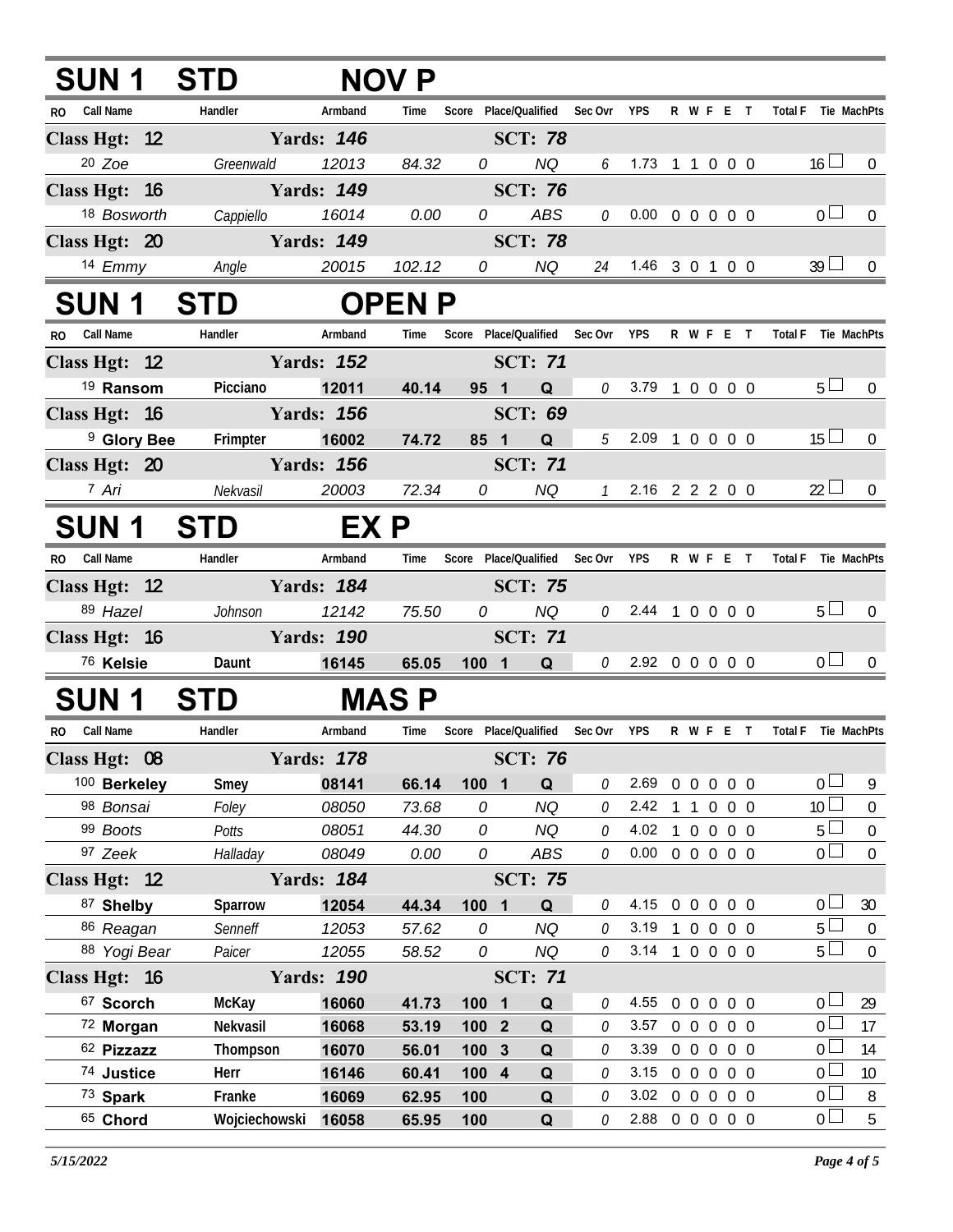## SUN 1 STD NOV P

| RO | Call Name | Handler | Armband | Time | Score | Place | Qualified | Sec Ovr | YPS | R | W | F | E | T | Total F | Tie | MachPts |
|---|---|---|---|---|---|---|---|---|---|---|---|---|---|---|---|---|---|
| **Class Hgt: 12** | | **Yards: 146** | | | | **SCT: 78** | | | | | | | | | | | |
| 20 | *Zoe* | *Greenwald* | *12013* | *84.32* | *0* | | *NQ* | *6* | 1.73 | 1 | 1 | 0 | 0 | 0 | 16 | | 0 |
| **Class Hgt: 16** | | **Yards: 149** | | | | **SCT: 76** | | | | | | | | | | | |
| 18 | *Bosworth* | *Cappiello* | *16014* | *0.00* | *0* | | *ABS* | *0* | 0.00 | 0 | 0 | 0 | 0 | 0 | 0 | | 0 |
| **Class Hgt: 20** | | **Yards: 149** | | | | **SCT: 78** | | | | | | | | | | | |
| 14 | *Emmy* | *Angle* | *20015* | *102.12* | *0* | | *NQ* | *24* | 1.46 | 3 | 0 | 1 | 0 | 0 | 39 | | 0 |

## SUN 1 STD OPEN P

| RO | Call Name | Handler | Armband | Time | Score | Place | Qualified | Sec Ovr | YPS | R | W | F | E | T | Total F | Tie | MachPts |
|---|---|---|---|---|---|---|---|---|---|---|---|---|---|---|---|---|---|
| **Class Hgt: 12** | | **Yards: 152** | | | | **SCT: 71** | | | | | | | | | | | |
| 19 | **Ransom** | **Picciano** | **12011** | **40.14** | **95** | **1** | **Q** | *0* | 3.79 | 1 | 0 | 0 | 0 | 0 | 5 | | 0 |
| **Class Hgt: 16** | | **Yards: 156** | | | | **SCT: 69** | | | | | | | | | | | |
| 9 | **Glory Bee** | **Frimpter** | **16002** | **74.72** | **85** | **1** | **Q** | *5* | 2.09 | 1 | 0 | 0 | 0 | 0 | 15 | | 0 |
| **Class Hgt: 20** | | **Yards: 156** | | | | **SCT: 71** | | | | | | | | | | | |
| 7 | *Ari* | *Nekvasil* | *20003* | *72.34* | *0* | | *NQ* | *1* | 2.16 | 2 | 2 | 2 | 0 | 0 | 22 | | 0 |

## SUN 1 STD EX P

| RO | Call Name | Handler | Armband | Time | Score | Place | Qualified | Sec Ovr | YPS | R | W | F | E | T | Total F | Tie | MachPts |
|---|---|---|---|---|---|---|---|---|---|---|---|---|---|---|---|---|---|
| **Class Hgt: 12** | | **Yards: 184** | | | | **SCT: 75** | | | | | | | | | | | |
| 89 | *Hazel* | *Johnson* | *12142* | *75.50* | *0* | | *NQ* | *0* | 2.44 | 1 | 0 | 0 | 0 | 0 | 5 | | 0 |
| **Class Hgt: 16** | | **Yards: 190** | | | | **SCT: 71** | | | | | | | | | | | |
| 76 | **Kelsie** | **Daunt** | **16145** | **65.05** | **100** | **1** | **Q** | *0* | 2.92 | 0 | 0 | 0 | 0 | 0 | 0 | | 0 |

## SUN 1 STD MAS P

| RO | Call Name | Handler | Armband | Time | Score | Place | Qualified | Sec Ovr | YPS | R | W | F | E | T | Total F | Tie | MachPts |
|---|---|---|---|---|---|---|---|---|---|---|---|---|---|---|---|---|---|
| **Class Hgt: 08** | | **Yards: 178** | | | | **SCT: 76** | | | | | | | | | | | |
| 100 | **Berkeley** | **Smey** | **08141** | **66.14** | **100** | **1** | **Q** | *0* | 2.69 | 0 | 0 | 0 | 0 | 0 | 0 | | 9 |
| 98 | *Bonsai* | *Foley* | *08050* | *73.68* | *0* | | *NQ* | *0* | 2.42 | 1 | 1 | 0 | 0 | 0 | 10 | | 0 |
| 99 | *Boots* | *Potts* | *08051* | *44.30* | *0* | | *NQ* | *0* | 4.02 | 1 | 0 | 0 | 0 | 0 | 5 | | 0 |
| 97 | *Zeek* | *Halladay* | *08049* | *0.00* | *0* | | *ABS* | *0* | 0.00 | 0 | 0 | 0 | 0 | 0 | 0 | | 0 |
| **Class Hgt: 12** | | **Yards: 184** | | | | **SCT: 75** | | | | | | | | | | | |
| 87 | **Shelby** | **Sparrow** | **12054** | **44.34** | **100** | **1** | **Q** | *0* | 4.15 | 0 | 0 | 0 | 0 | 0 | 0 | | 30 |
| 86 | *Reagan* | *Senneff* | *12053* | *57.62* | *0* | | *NQ* | *0* | 3.19 | 1 | 0 | 0 | 0 | 0 | 5 | | 0 |
| 88 | *Yogi Bear* | *Paicer* | *12055* | *58.52* | *0* | | *NQ* | *0* | 3.14 | 1 | 0 | 0 | 0 | 0 | 5 | | 0 |
| **Class Hgt: 16** | | **Yards: 190** | | | | **SCT: 71** | | | | | | | | | | | |
| 67 | **Scorch** | **McKay** | **16060** | **41.73** | **100** | **1** | **Q** | *0* | 4.55 | 0 | 0 | 0 | 0 | 0 | 0 | | 29 |
| 72 | **Morgan** | **Nekvasil** | **16068** | **53.19** | **100** | **2** | **Q** | *0* | 3.57 | 0 | 0 | 0 | 0 | 0 | 0 | | 17 |
| 62 | **Pizzazz** | **Thompson** | **16070** | **56.01** | **100** | **3** | **Q** | *0* | 3.39 | 0 | 0 | 0 | 0 | 0 | 0 | | 14 |
| 74 | **Justice** | **Herr** | **16146** | **60.41** | **100** | **4** | **Q** | *0* | 3.15 | 0 | 0 | 0 | 0 | 0 | 0 | | 10 |
| 73 | **Spark** | **Franke** | **16069** | **62.95** | **100** | | **Q** | *0* | 3.02 | 0 | 0 | 0 | 0 | 0 | 0 | | 8 |
| 65 | **Chord** | **Wojciechowski** | **16058** | **65.95** | **100** | | **Q** | *0* | 2.88 | 0 | 0 | 0 | 0 | 0 | 0 | | 5 |

*5/15/2022*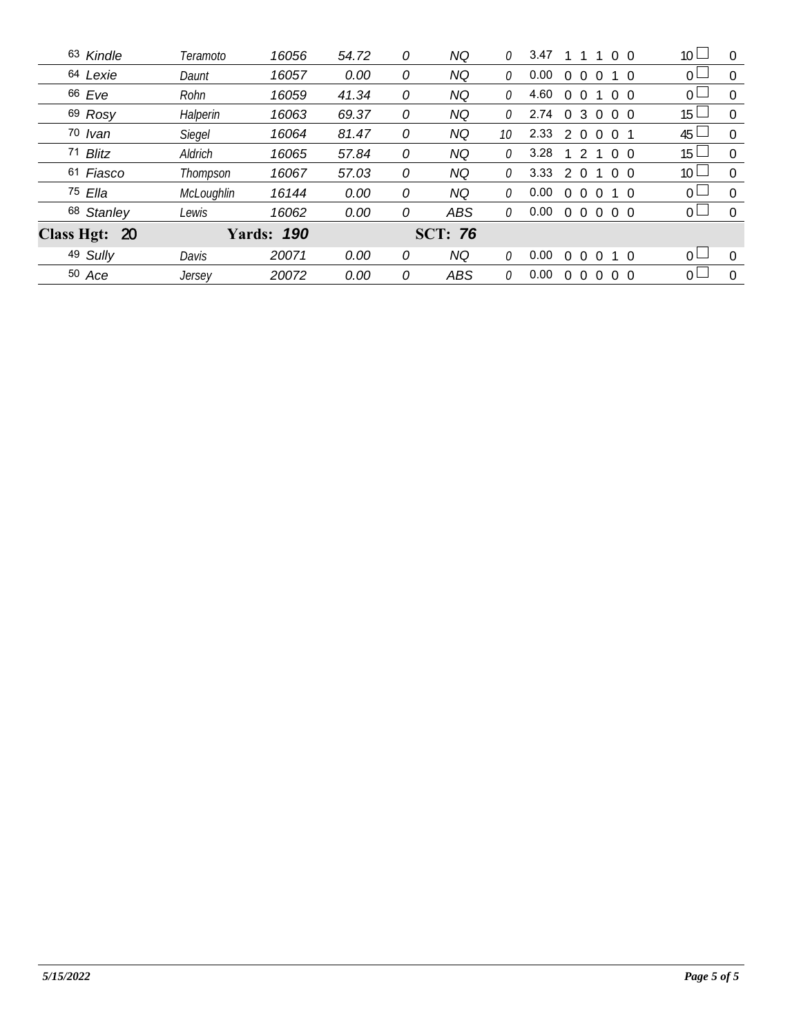| | | | | | | | | | | |
|---|---|---|---|---|---|---|---|---|---|---|
| 63 *Kindle* | *Teramoto* | *16056* | *54.72* | *0* | *NQ* | *0* | 3.47 | 1 1 1 0 0 | 10 ☐ | 0 |
| 64 *Lexie* | *Daunt* | *16057* | *0.00* | *0* | *NQ* | *0* | 0.00 | 0 0 0 1 0 | 0 ☐ | 0 |
| 66 *Eve* | *Rohn* | *16059* | *41.34* | *0* | *NQ* | *0* | 4.60 | 0 0 1 0 0 | 0 ☐ | 0 |
| 69 *Rosy* | *Halperin* | *16063* | *69.37* | *0* | *NQ* | *0* | 2.74 | 0 3 0 0 0 | 15 ☐ | 0 |
| 70 *Ivan* | *Siegel* | *16064* | *81.47* | *0* | *NQ* | *10* | 2.33 | 2 0 0 0 1 | 45 ☐ | 0 |
| 71 *Blitz* | *Aldrich* | *16065* | *57.84* | *0* | *NQ* | *0* | 3.28 | 1 2 1 0 0 | 15 ☐ | 0 |
| 61 *Fiasco* | *Thompson* | *16067* | *57.03* | *0* | *NQ* | *0* | 3.33 | 2 0 1 0 0 | 10 ☐ | 0 |
| 75 *Ella* | *McLoughlin* | *16144* | *0.00* | *0* | *NQ* | *0* | 0.00 | 0 0 0 1 0 | 0 ☐ | 0 |
| 68 *Stanley* | *Lewis* | *16062* | *0.00* | *0* | *ABS* | *0* | 0.00 | 0 0 0 0 0 | 0 ☐ | 0 |
| **Class Hgt: 20** | | **Yards: *190*** | | | **SCT: *76*** | | | | | |
| 49 *Sully* | *Davis* | *20071* | *0.00* | *0* | *NQ* | *0* | 0.00 | 0 0 0 1 0 | 0 ☐ | 0 |
| 50 *Ace* | *Jersey* | *20072* | *0.00* | *0* | *ABS* | *0* | 0.00 | 0 0 0 0 0 | 0 ☐ | 0 |

*5/15/2022*